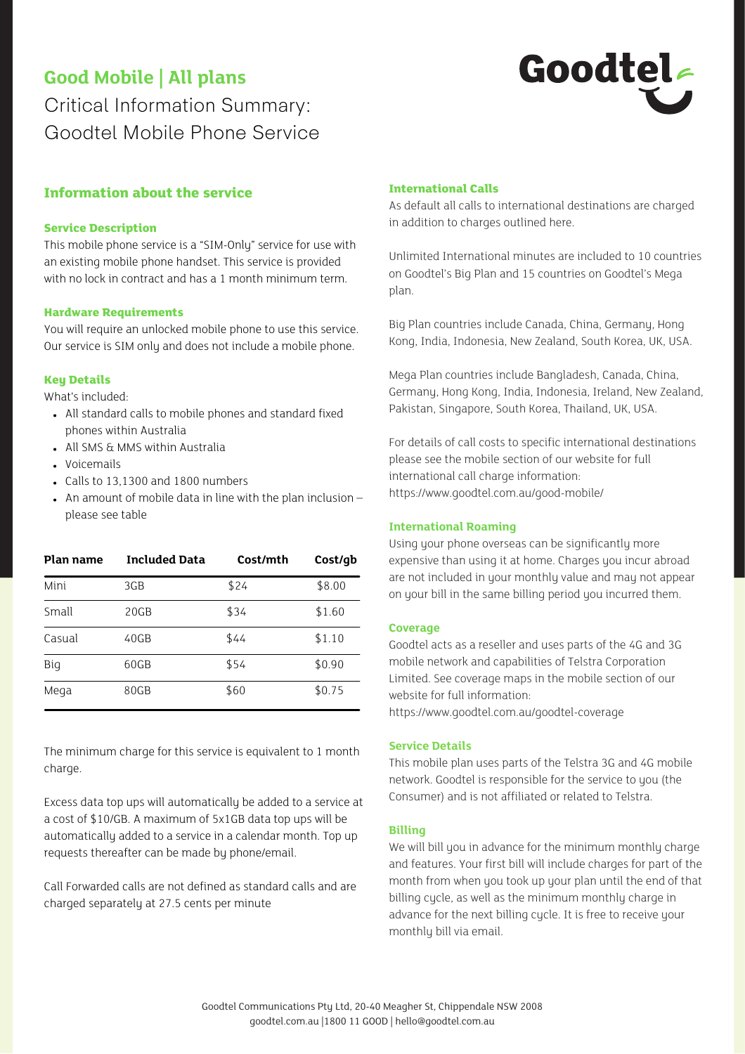# Good Mobile | All plans

Critical Information Summary:
Goodtel Mobile Phone Service

Goodtel

## Information about the service

### Service Description

This mobile phone service is a "SIM-Only" service for use with an existing mobile phone handset. This service is provided with no lock in contract and has a 1 month minimum term.

### Hardware Requirements

You will require an unlocked mobile phone to use this service. Our service is SIM only and does not include a mobile phone.

### Key Details

What's included:

- All standard calls to mobile phones and standard fixed phones within Australia
- All SMS & MMS within Australia
- Voicemails
- Calls to 13,1300 and 1800 numbers
- An amount of mobile data in line with the plan inclusion – please see table

| Plan name | Included Data | Cost/mth | Cost/gb |
|---|---|---|---|
| Mini | 3GB | $24 | $8.00 |
| Small | 20GB | $34 | $1.60 |
| Casual | 40GB | $44 | $1.10 |
| Big | 60GB | $54 | $0.90 |
| Mega | 80GB | $60 | $0.75 |

The minimum charge for this service is equivalent to 1 month charge.

Excess data top ups will automatically be added to a service at a cost of $10/GB. A maximum of 5x1GB data top ups will be automatically added to a service in a calendar month. Top up requests thereafter can be made by phone/email.

Call Forwarded calls are not defined as standard calls and are charged separately at 27.5 cents per minute

### International Calls

As default all calls to international destinations are charged in addition to charges outlined here.

Unlimited International minutes are included to 10 countries on Goodtel's Big Plan and 15 countries on Goodtel's Mega plan.

Big Plan countries include Canada, China, Germany, Hong Kong, India, Indonesia, New Zealand, South Korea, UK, USA.

Mega Plan countries include Bangladesh, Canada, China, Germany, Hong Kong, India, Indonesia, Ireland, New Zealand, Pakistan, Singapore, South Korea, Thailand, UK, USA.

For details of call costs to specific international destinations please see the mobile section of our website for full international call charge information: https://www.goodtel.com.au/good-mobile/

### International Roaming

Using your phone overseas can be significantly more expensive than using it at home. Charges you incur abroad are not included in your monthly value and may not appear on your bill in the same billing period you incurred them.

### Coverage

Goodtel acts as a reseller and uses parts of the 4G and 3G mobile network and capabilities of Telstra Corporation Limited. See coverage maps in the mobile section of our website for full information: https://www.goodtel.com.au/goodtel-coverage

### Service Details

This mobile plan uses parts of the Telstra 3G and 4G mobile network. Goodtel is responsible for the service to you (the Consumer) and is not affiliated or related to Telstra.

### Billing

We will bill you in advance for the minimum monthly charge and features. Your first bill will include charges for part of the month from when you took up your plan until the end of that billing cycle, as well as the minimum monthly charge in advance for the next billing cycle. It is free to receive your monthly bill via email.

Goodtel Communications Pty Ltd, 20-40 Meagher St, Chippendale NSW 2008
goodtel.com.au |1800 11 GOOD | hello@goodtel.com.au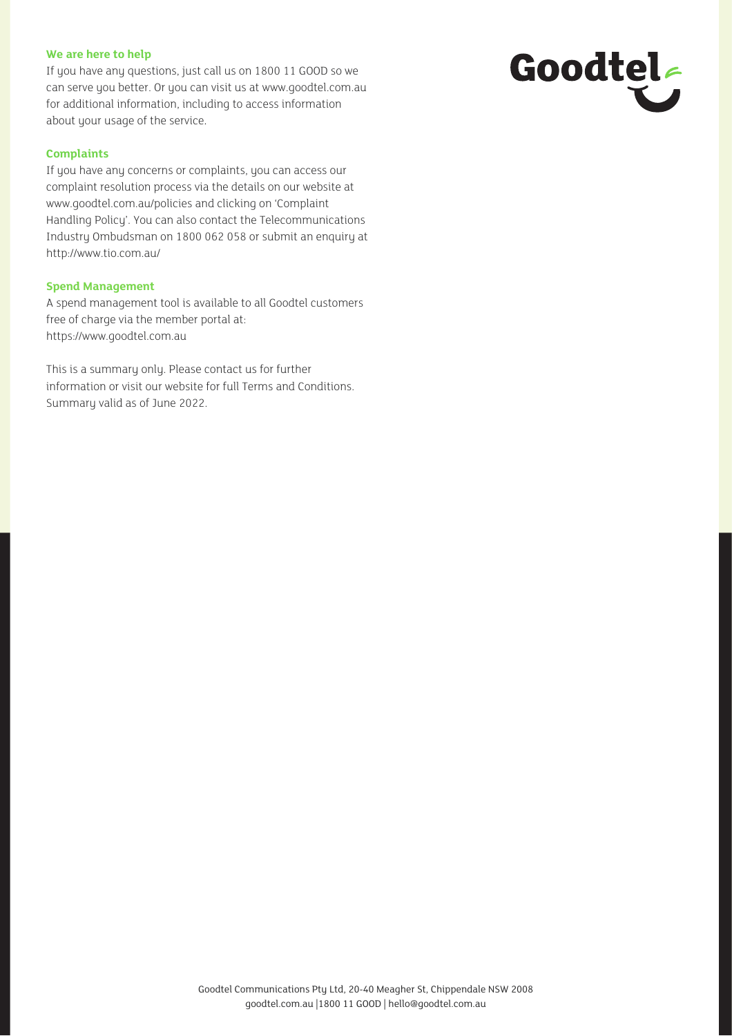### We are here to help

If you have any questions, just call us on 1800 11 GOOD so we can serve you better. Or you can visit us at www.goodtel.com.au for additional information, including to access information about your usage of the service.

### Complaints

If you have any concerns or complaints, you can access our complaint resolution process via the details on our website at www.goodtel.com.au/policies and clicking on 'Complaint Handling Policy'. You can also contact the Telecommunications Industry Ombudsman on 1800 062 058 or submit an enquiry at http://www.tio.com.au/

### Spend Management

A spend management tool is available to all Goodtel customers free of charge via the member portal at: https://www.goodtel.com.au

This is a summary only. Please contact us for further information or visit our website for full Terms and Conditions. Summary valid as of June 2022.

Goodtel Communications Pty Ltd, 20-40 Meagher St, Chippendale NSW 2008
goodtel.com.au |1800 11 GOOD | hello@goodtel.com.au